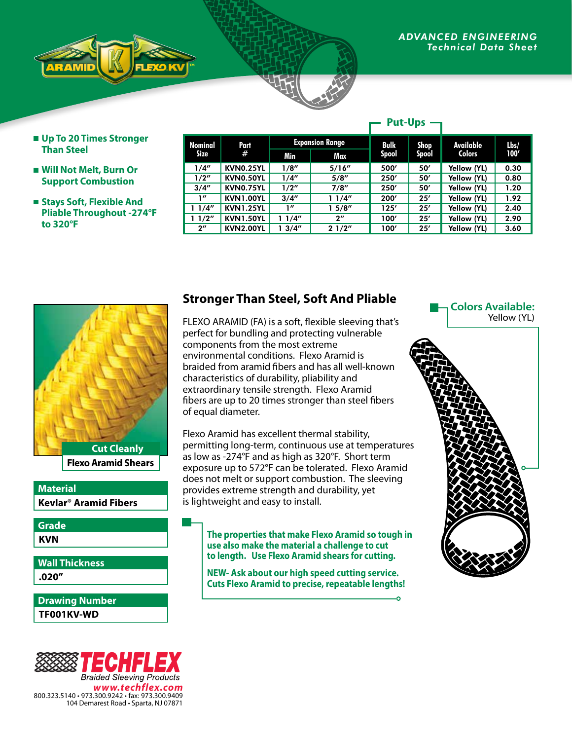ADVANCED ENGINEERING
Technical Data Sheet

ARAMID FLEXO KV™

- **Up To 20 Times Stronger Than Steel**
- **Will Not Melt, Burn Or Support Combustion**
- **Stays Soft, Flexible And Pliable Throughout -274°F to 320°F**

| Nominal Size | Part # | Expansion Range | | Put-Ups | | Available Colors | Lbs/ 100′ |
|---|---|---|---|---|---|---|---|
| | | Min | Max | Bulk Spool | Shop Spool | | |
| 1/4″ | KVN0.25YL | 1/8″ | 5/16″ | 500′ | 50′ | Yellow (YL) | 0.30 |
| 1/2″ | KVN0.50YL | 1/4″ | 5/8″ | 250′ | 50′ | Yellow (YL) | 0.80 |
| 3/4″ | KVN0.75YL | 1/2″ | 7/8″ | 250′ | 50′ | Yellow (YL) | 1.20 |
| 1″ | KVN1.00YL | 3/4″ | 1 1/4″ | 200′ | 25′ | Yellow (YL) | 1.92 |
| 1 1/4″ | KVN1.25YL | 1″ | 1 5/8″ | 125′ | 25′ | Yellow (YL) | 2.40 |
| 1 1/2″ | KVN1.50YL | 1 1/4″ | 2″ | 100′ | 25′ | Yellow (YL) | 2.90 |
| 2″ | KVN2.00YL | 1 3/4″ | 2 1/2″ | 100′ | 25′ | Yellow (YL) | 3.60 |

**Cut Cleanly**
**Flexo Aramid Shears**

| Material |
|---|
| Kevlar® Aramid Fibers |

| Grade |
|---|
| KVN |

| Wall Thickness |
|---|
| .020″ |

| Drawing Number |
|---|
| TF001KV-WD |

## Stronger Than Steel, Soft And Pliable

FLEXO ARAMID (FA) is a soft, flexible sleeving that's perfect for bundling and protecting vulnerable components from the most extreme environmental conditions. Flexo Aramid is braided from aramid fibers and has all well-known characteristics of durability, pliability and extraordinary tensile strength. Flexo Aramid fibers are up to 20 times stronger than steel fibers of equal diameter.

Flexo Aramid has excellent thermal stability, permitting long-term, continuous use at temperatures as low as -274°F and as high as 320°F. Short term exposure up to 572°F can be tolerated. Flexo Aramid does not melt or support combustion. The sleeving provides extreme strength and durability, yet is lightweight and easy to install.

**The properties that make Flexo Aramid so tough in use also make the material a challenge to cut to length. Use Flexo Aramid shears for cutting.**

**NEW- Ask about our high speed cutting service. Cuts Flexo Aramid to precise, repeatable lengths!**

**Colors Available:**
Yellow (YL)

TECHFLEX
Braided Sleeving Products
www.techflex.com
800.323.5140 • 973.300.9242 • fax: 973.300.9409
104 Demarest Road • Sparta, NJ 07871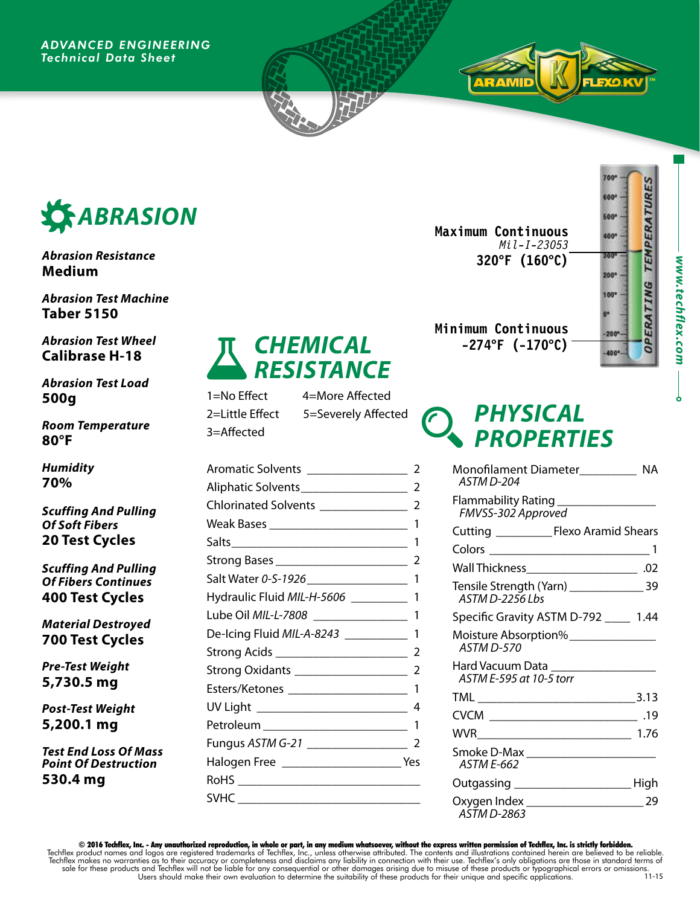ADVANCED ENGINEERING
Technical Data Sheet

ARAMID FLEXO KV™

Maximum Continuous
*Mil-I-23053*
**320°F (160°C)**

Minimum Continuous
**-274°F (-170°C)**

OPERATING TEMPERATURES
700°
600°
500°
400°
300°
200°
100°
0°
-200°
-400°

www.techflex.com

# ABRASION

***Abrasion Resistance***
**Medium**

***Abrasion Test Machine***
**Taber 5150**

***Abrasion Test Wheel***
**Calibrase H-18**

***Abrasion Test Load***
**500g**

***Room Temperature***
**80°F**

***Humidity***
**70%**

***Scuffing And Pulling Of Soft Fibers***
**20 Test Cycles**

***Scuffing And Pulling Of Fibers Continues***
**400 Test Cycles**

***Material Destroyed***
**700 Test Cycles**

***Pre-Test Weight***
**5,730.5 mg**

***Post-Test Weight***
**5,200.1 mg**

***Test End Loss Of Mass Point Of Destruction***
**530.4 mg**

# CHEMICAL RESISTANCE

1=No Effect
2=Little Effect
3=Affected
4=More Affected
5=Severely Affected

| | |
|---|---|
| Aromatic Solvents | 2 |
| Aliphatic Solvents | 2 |
| Chlorinated Solvents | 2 |
| Weak Bases | 1 |
| Salts | 1 |
| Strong Bases | 2 |
| Salt Water *0-S-1926* | 1 |
| Hydraulic Fluid *MIL-H-5606* | 1 |
| Lube Oil *MIL-L-7808* | 1 |
| De-Icing Fluid *MIL-A-8243* | 1 |
| Strong Acids | 2 |
| Strong Oxidants | 2 |
| Esters/Ketones | 1 |
| UV Light | 4 |
| Petroleum | 1 |
| Fungus *ASTM G-21* | 2 |
| Halogen Free | Yes |
| RoHS | |
| SVHC | |

# PHYSICAL PROPERTIES

| | |
|---|---|
| Monofilament Diameter *ASTM D-204* | NA |
| Flammability Rating *FMVSS-302 Approved* | |
| Cutting | Flexo Aramid Shears |
| Colors | 1 |
| Wall Thickness | .02 |
| Tensile Strength (Yarn) *ASTM D-2256 Lbs* | 39 |
| Specific Gravity ASTM D-792 | 1.44 |
| Moisture Absorption% *ASTM D-570* | |
| Hard Vacuum Data *ASTM E-595 at 10-5 torr* | |
| TML | 3.13 |
| CVCM | .19 |
| WVR | 1.76 |
| Smoke D-Max *ASTM E-662* | |
| Outgassing | High |
| Oxygen Index *ASTM D-2863* | 29 |

**© 2016 Techflex, Inc. - Any unauthorized reproduction, in whole or part, in any medium whatsoever, without the express written permission of Techflex, Inc. is strictly forbidden.**
Techflex product names and logos are registered trademarks of Techflex, Inc., unless otherwise attributed. The contents and illustrations contained herein are believed to be reliable. Techflex makes no warranties as to their accuracy or completeness and disclaims any liability in connection with their use. Techflex's only obligations are those in standard terms of sale for these products and Techflex will not be liable for any consequential or other damages arising due to misuse of these products or typographical errors or omissions. Users should make their own evaluation to determine the suitability of these products for their unique and specific applications. 11-15